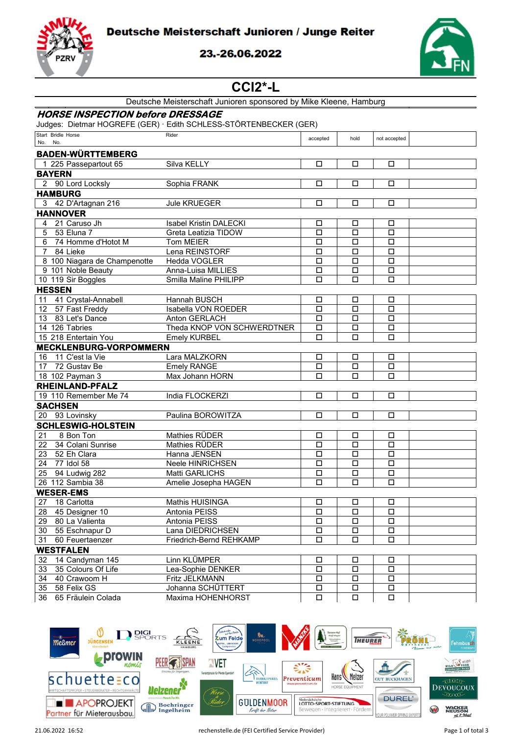# Deutsche Meisterschaft Junioren / Junge Reiter

23.-26.06.2022

## CCI2*-L

Deutsche Meisterschaft Junioren sponsored by Mike Kleene, Hamburg

### *HORSE INSPECTION before DRESSAGE*

Judges: Dietmar HOGREFE (GER) · Edith SCHLESS-STÖRTENBECKER (GER)

| Start No. | Bridle No. | Horse | Rider | accepted | hold | not accepted | |
|---|---|---|---|---|---|---|---|
| **BADEN-WÜRTTEMBERG** | | | | | | | |
| 1 | 225 | Passepartout 65 | Silva KELLY | ☐ | ☐ | ☐ | |
| **BAYERN** | | | | | | | |
| 2 | 90 | Lord Locksly | Sophia FRANK | ☐ | ☐ | ☐ | |
| **HAMBURG** | | | | | | | |
| 3 | 42 | D'Artagnan 216 | Jule KRUEGER | ☐ | ☐ | ☐ | |
| **HANNOVER** | | | | | | | |
| 4 | 21 | Caruso Jh | Isabel Kristin DALECKI | ☐ | ☐ | ☐ | |
| 5 | 53 | Eluna 7 | Greta Leatizia TIDOW | ☐ | ☐ | ☐ | |
| 6 | 74 | Homme d'Hotot M | Tom MEIER | ☐ | ☐ | ☐ | |
| 7 | 84 | Lieke | Lena REINSTORF | ☐ | ☐ | ☐ | |
| 8 | 100 | Niagara de Champenotte | Hedda VOGLER | ☐ | ☐ | ☐ | |
| 9 | 101 | Noble Beauty | Anna-Luisa MILLIES | ☐ | ☐ | ☐ | |
| 10 | 119 | Sir Boggles | Smilla Maline PHILIPP | ☐ | ☐ | ☐ | |
| **HESSEN** | | | | | | | |
| 11 | 41 | Crystal-Annabell | Hannah BUSCH | ☐ | ☐ | ☐ | |
| 12 | 57 | Fast Freddy | Isabella VON ROEDER | ☐ | ☐ | ☐ | |
| 13 | 83 | Let's Dance | Anton GERLACH | ☐ | ☐ | ☐ | |
| 14 | 126 | Tabries | Theda KNOP VON SCHWERDTNER | ☐ | ☐ | ☐ | |
| 15 | 218 | Entertain You | Emely KURBEL | ☐ | ☐ | ☐ | |
| **MECKLENBURG-VORPOMMERN** | | | | | | | |
| 16 | 11 | C'est la Vie | Lara MALZKORN | ☐ | ☐ | ☐ | |
| 17 | 72 | Gustav Be | Emely RANGE | ☐ | ☐ | ☐ | |
| 18 | 102 | Payman 3 | Max Johann HORN | ☐ | ☐ | ☐ | |
| **RHEINLAND-PFALZ** | | | | | | | |
| 19 | 110 | Remember Me 74 | India FLOCKERZI | ☐ | ☐ | ☐ | |
| **SACHSEN** | | | | | | | |
| 20 | 93 | Lovinsky | Paulina BOROWITZA | ☐ | ☐ | ☐ | |
| **SCHLESWIG-HOLSTEIN** | | | | | | | |
| 21 | 8 | Bon Ton | Mathies RÜDER | ☐ | ☐ | ☐ | |
| 22 | 34 | Colani Sunrise | Mathies RÜDER | ☐ | ☐ | ☐ | |
| 23 | 52 | Eh Clara | Hanna JENSEN | ☐ | ☐ | ☐ | |
| 24 | 77 | Idol 58 | Neele HINRICHSEN | ☐ | ☐ | ☐ | |
| 25 | 94 | Ludwig 282 | Matti GARLICHS | ☐ | ☐ | ☐ | |
| 26 | 112 | Sambia 38 | Amelie Josepha HAGEN | ☐ | ☐ | ☐ | |
| **WESER-EMS** | | | | | | | |
| 27 | 18 | Carlotta | Mathis HUISINGA | ☐ | ☐ | ☐ | |
| 28 | 45 | Designer 10 | Antonia PEISS | ☐ | ☐ | ☐ | |
| 29 | 80 | La Valienta | Antonia PEISS | ☐ | ☐ | ☐ | |
| 30 | 55 | Eschnapur D | Lana DIEDRICHSEN | ☐ | ☐ | ☐ | |
| 31 | 60 | Feuertaenzer | Friedrich-Bernd REHKAMP | ☐ | ☐ | ☐ | |
| **WESTFALEN** | | | | | | | |
| 32 | 14 | Candyman 145 | Linn KLÜMPER | ☐ | ☐ | ☐ | |
| 33 | 35 | Colours Of Life | Lea-Sophie DENKER | ☐ | ☐ | ☐ | |
| 34 | 40 | Crawoom H | Fritz JELKMANN | ☐ | ☐ | ☐ | |
| 35 | 58 | Felix GS | Johanna SCHÜTTERT | ☐ | ☐ | ☐ | |
| 36 | 65 | Fräulein Colada | Maxima HOHENHORST | ☐ | ☐ | ☐ | |

21.06.2022 16:52 rechenstelle.de (FEI Certified Service Provider)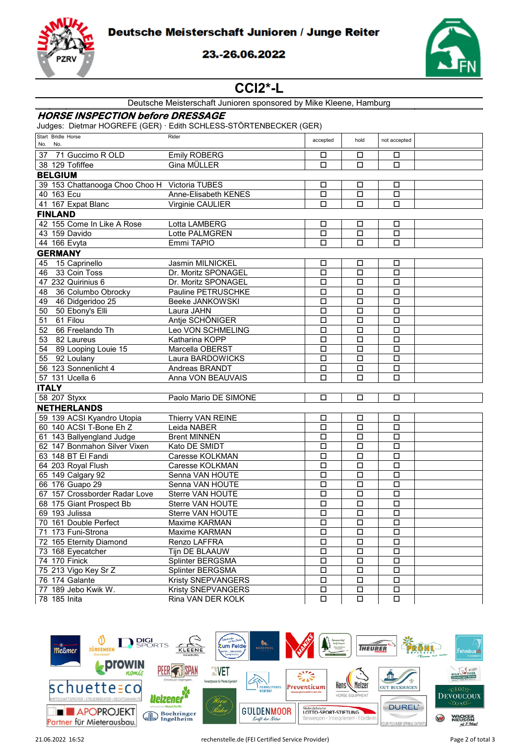# Deutsche Meisterschaft Junioren / Junge Reiter

23.-26.06.2022

## CCI2*-L

Deutsche Meisterschaft Junioren sponsored by Mike Kleene, Hamburg

### *HORSE INSPECTION before DRESSAGE*

Judges: Dietmar HOGREFE (GER) · Edith SCHLESS-STÖRTENBECKER (GER)

| Start No. | Bridle No. | Horse | Rider | accepted | hold | not accepted | |
|---|---|---|---|---|---|---|---|
| 37 | 71 | Guccimo R OLD | Emily ROBERG | ☐ | ☐ | ☐ | |
| 38 | 129 | Tofiffee | Gina MÜLLER | ☐ | ☐ | ☐ | |
| **BELGIUM** | | | | | | | |
| 39 | 153 | Chattanooga Choo Choo H | Victoria TUBES | ☐ | ☐ | ☐ | |
| 40 | 163 | Ecu | Anne-Elisabeth KENES | ☐ | ☐ | ☐ | |
| 41 | 167 | Expat Blanc | Virginie CAULIER | ☐ | ☐ | ☐ | |
| **FINLAND** | | | | | | | |
| 42 | 155 | Come In Like A Rose | Lotta LAMBERG | ☐ | ☐ | ☐ | |
| 43 | 159 | Davido | Lotte PALMGREN | ☐ | ☐ | ☐ | |
| 44 | 166 | Evyta | Emmi TAPIO | ☐ | ☐ | ☐ | |
| **GERMANY** | | | | | | | |
| 45 | 15 | Caprinello | Jasmin MILNICKEL | ☐ | ☐ | ☐ | |
| 46 | 33 | Coin Toss | Dr. Moritz SPONAGEL | ☐ | ☐ | ☐ | |
| 47 | 232 | Quirinius 6 | Dr. Moritz SPONAGEL | ☐ | ☐ | ☐ | |
| 48 | 36 | Columbo Obrocky | Pauline PETRUSCHKE | ☐ | ☐ | ☐ | |
| 49 | 46 | Didgeridoo 25 | Beeke JANKOWSKI | ☐ | ☐ | ☐ | |
| 50 | 50 | Ebony's Elli | Laura JAHN | ☐ | ☐ | ☐ | |
| 51 | 61 | Filou | Antje SCHÖNIGER | ☐ | ☐ | ☐ | |
| 52 | 66 | Freelando Th | Leo VON SCHMELING | ☐ | ☐ | ☐ | |
| 53 | 82 | Laureus | Katharina KOPP | ☐ | ☐ | ☐ | |
| 54 | 89 | Looping Louie 15 | Marcella OBERST | ☐ | ☐ | ☐ | |
| 55 | 92 | Loulany | Laura BARDOWICKS | ☐ | ☐ | ☐ | |
| 56 | 123 | Sonnenlicht 4 | Andreas BRANDT | ☐ | ☐ | ☐ | |
| 57 | 131 | Ucella 6 | Anna VON BEAUVAIS | ☐ | ☐ | ☐ | |
| **ITALY** | | | | | | | |
| 58 | 207 | Styxx | Paolo Mario DE SIMONE | ☐ | ☐ | ☐ | |
| **NETHERLANDS** | | | | | | | |
| 59 | 139 | ACSI Kyandro Utopia | Thierry VAN REINE | ☐ | ☐ | ☐ | |
| 60 | 140 | ACSI T-Bone Eh Z | Leida NABER | ☐ | ☐ | ☐ | |
| 61 | 143 | Ballyengland Judge | Brent MINNEN | ☐ | ☐ | ☐ | |
| 62 | 147 | Bonmahon Silver Vixen | Kato DE SMIDT | ☐ | ☐ | ☐ | |
| 63 | 148 | BT El Fandi | Caresse KOLKMAN | ☐ | ☐ | ☐ | |
| 64 | 203 | Royal Flush | Caresse KOLKMAN | ☐ | ☐ | ☐ | |
| 65 | 149 | Calgary 92 | Senna VAN HOUTE | ☐ | ☐ | ☐ | |
| 66 | 176 | Guapo 29 | Senna VAN HOUTE | ☐ | ☐ | ☐ | |
| 67 | 157 | Crossborder Radar Love | Sterre VAN HOUTE | ☐ | ☐ | ☐ | |
| 68 | 175 | Giant Prospect Bb | Sterre VAN HOUTE | ☐ | ☐ | ☐ | |
| 69 | 193 | Julissa | Sterre VAN HOUTE | ☐ | ☐ | ☐ | |
| 70 | 161 | Double Perfect | Maxime KARMAN | ☐ | ☐ | ☐ | |
| 71 | 173 | Funi-Strona | Maxime KARMAN | ☐ | ☐ | ☐ | |
| 72 | 165 | Eternity Diamond | Renzo LAFFRA | ☐ | ☐ | ☐ | |
| 73 | 168 | Eyecatcher | Tijn DE BLAAUW | ☐ | ☐ | ☐ | |
| 74 | 170 | Finick | Splinter BERGSMA | ☐ | ☐ | ☐ | |
| 75 | 213 | Vigo Key Sr Z | Splinter BERGSMA | ☐ | ☐ | ☐ | |
| 76 | 174 | Galante | Kristy SNEPVANGERS | ☐ | ☐ | ☐ | |
| 77 | 189 | Jebo Kwik W. | Kristy SNEPVANGERS | ☐ | ☐ | ☐ | |
| 78 | 185 | Inita | Rina VAN DER KOLK | ☐ | ☐ | ☐ | |

21.06.2022 16:52 rechenstelle.de (FEI Certified Service Provider)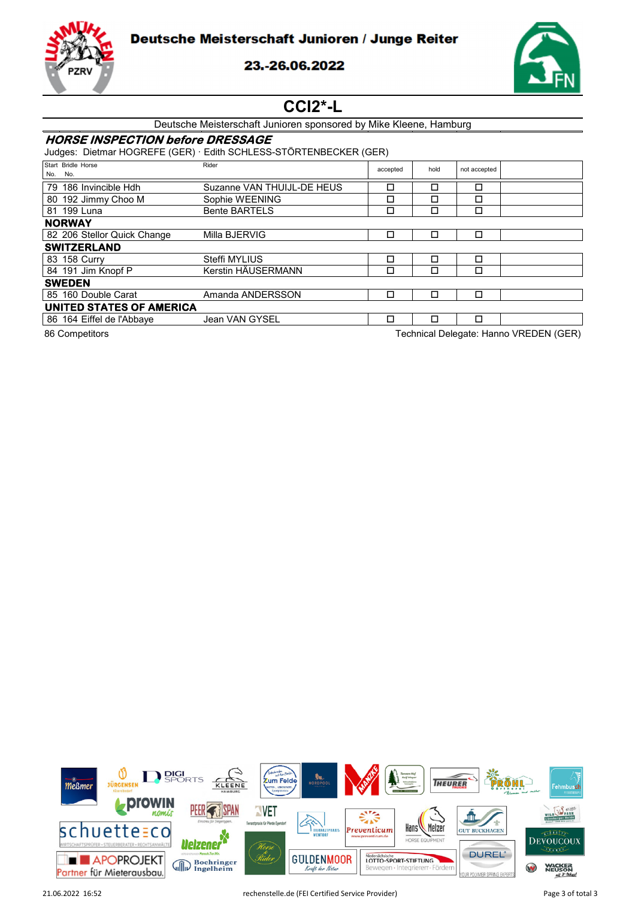# Deutsche Meisterschaft Junioren / Junge Reiter

23.-26.06.2022

## CCI2*-L

Deutsche Meisterschaft Junioren sponsored by Mike Kleene, Hamburg

### *HORSE INSPECTION before DRESSAGE*

Judges: Dietmar HOGREFE (GER) · Edith SCHLESS-STÖRTENBECKER (GER)

| Start No. | Bridle No. | Horse | Rider | accepted | hold | not accepted | |
|---|---|---|---|---|---|---|---|
| 79 | 186 | Invincible Hdh | Suzanne VAN THUIJL-DE HEUS | ☐ | ☐ | ☐ | |
| 80 | 192 | Jimmy Choo M | Sophie WEENING | ☐ | ☐ | ☐ | |
| 81 | 199 | Luna | Bente BARTELS | ☐ | ☐ | ☐ | |
| **NORWAY** | | | | | | | |
| 82 | 206 | Stellor Quick Change | Milla BJERVIG | ☐ | ☐ | ☐ | |
| **SWITZERLAND** | | | | | | | |
| 83 | 158 | Curry | Steffi MYLIUS | ☐ | ☐ | ☐ | |
| 84 | 191 | Jim Knopf P | Kerstin HÄUSERMANN | ☐ | ☐ | ☐ | |
| **SWEDEN** | | | | | | | |
| 85 | 160 | Double Carat | Amanda ANDERSSON | ☐ | ☐ | ☐ | |
| **UNITED STATES OF AMERICA** | | | | | | | |
| 86 | 164 | Eiffel de l'Abbaye | Jean VAN GYSEL | ☐ | ☐ | ☐ | |

86 Competitors

Technical Delegate: Hanno VREDEN (GER)

21.06.2022 16:52 rechenstelle.de (FEI Certified Service Provider)